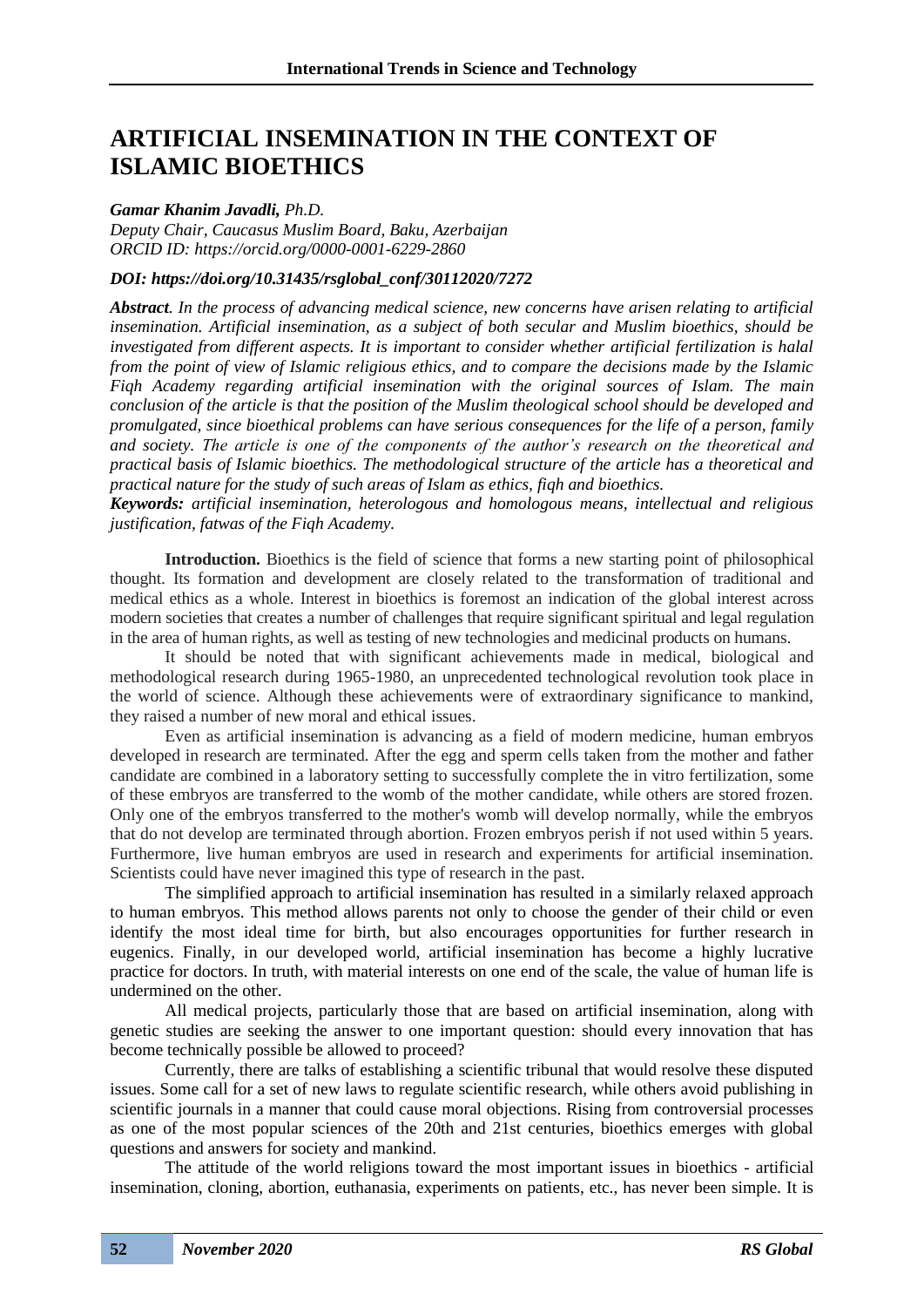# ARTIFICIAL INSEMINATION IN THE CONTEXT OF ISLAMIC BIOETHICS

***Gamar Khanim Javadli,** Ph.D.*
*Deputy Chair, Caucasus Muslim Board, Baku, Azerbaijan*
*ORCID ID: https://orcid.org/0000-0001-6229-2860*

***DOI: https://doi.org/10.31435/rsglobal_conf/30112020/7272***

***Abstract**. In the process of advancing medical science, new concerns have arisen relating to artificial insemination. Artificial insemination, as a subject of both secular and Muslim bioethics, should be investigated from different aspects. It is important to consider whether artificial fertilization is halal from the point of view of Islamic religious ethics, and to compare the decisions made by the Islamic Fiqh Academy regarding artificial insemination with the original sources of Islam. The main conclusion of the article is that the position of the Muslim theological school should be developed and promulgated, since bioethical problems can have serious consequences for the life of a person, family and society. The article is one of the components of the author's research on the theoretical and practical basis of Islamic bioethics. The methodological structure of the article has a theoretical and practical nature for the study of such areas of Islam as ethics, fiqh and bioethics.*

***Keywords:** artificial insemination, heterologous and homologous means, intellectual and religious justification, fatwas of the Fiqh Academy.*

**Introduction.** Bioethics is the field of science that forms a new starting point of philosophical thought. Its formation and development are closely related to the transformation of traditional and medical ethics as a whole. Interest in bioethics is foremost an indication of the global interest across modern societies that creates a number of challenges that require significant spiritual and legal regulation in the area of human rights, as well as testing of new technologies and medicinal products on humans.

It should be noted that with significant achievements made in medical, biological and methodological research during 1965-1980, an unprecedented technological revolution took place in the world of science. Although these achievements were of extraordinary significance to mankind, they raised a number of new moral and ethical issues.

Even as artificial insemination is advancing as a field of modern medicine, human embryos developed in research are terminated. After the egg and sperm cells taken from the mother and father candidate are combined in a laboratory setting to successfully complete the in vitro fertilization, some of these embryos are transferred to the womb of the mother candidate, while others are stored frozen. Only one of the embryos transferred to the mother's womb will develop normally, while the embryos that do not develop are terminated through abortion. Frozen embryos perish if not used within 5 years. Furthermore, live human embryos are used in research and experiments for artificial insemination. Scientists could have never imagined this type of research in the past.

The simplified approach to artificial insemination has resulted in a similarly relaxed approach to human embryos. This method allows parents not only to choose the gender of their child or even identify the most ideal time for birth, but also encourages opportunities for further research in eugenics. Finally, in our developed world, artificial insemination has become a highly lucrative practice for doctors. In truth, with material interests on one end of the scale, the value of human life is undermined on the other.

All medical projects, particularly those that are based on artificial insemination, along with genetic studies are seeking the answer to one important question: should every innovation that has become technically possible be allowed to proceed?

Currently, there are talks of establishing a scientific tribunal that would resolve these disputed issues. Some call for a set of new laws to regulate scientific research, while others avoid publishing in scientific journals in a manner that could cause moral objections. Rising from controversial processes as one of the most popular sciences of the 20th and 21st centuries, bioethics emerges with global questions and answers for society and mankind.

The attitude of the world religions toward the most important issues in bioethics - artificial insemination, cloning, abortion, euthanasia, experiments on patients, etc., has never been simple. It is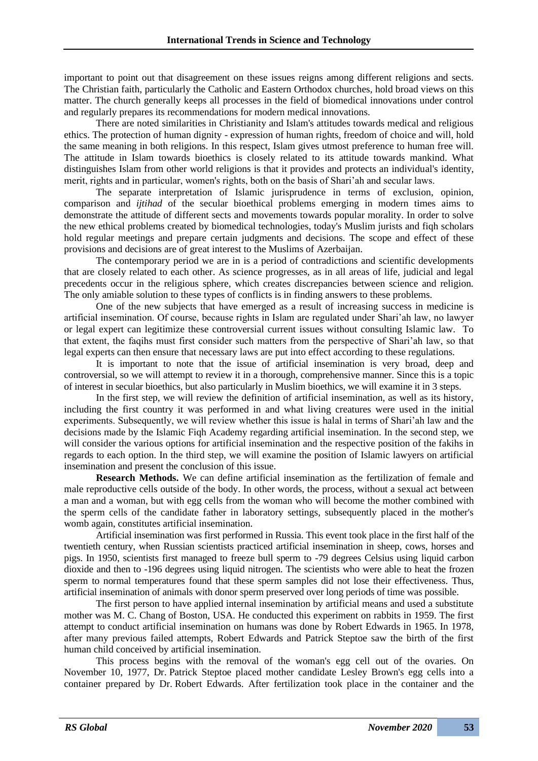important to point out that disagreement on these issues reigns among different religions and sects. The Christian faith, particularly the Catholic and Eastern Orthodox churches, hold broad views on this matter. The church generally keeps all processes in the field of biomedical innovations under control and regularly prepares its recommendations for modern medical innovations.

There are noted similarities in Christianity and Islam's attitudes towards medical and religious ethics. The protection of human dignity - expression of human rights, freedom of choice and will, hold the same meaning in both religions. In this respect, Islam gives utmost preference to human free will. The attitude in Islam towards bioethics is closely related to its attitude towards mankind. What distinguishes Islam from other world religions is that it provides and protects an individual's identity, merit, rights and in particular, women's rights, both on the basis of Shari'ah and secular laws.

The separate interpretation of Islamic jurisprudence in terms of exclusion, opinion, comparison and *ijtihad* of the secular bioethical problems emerging in modern times aims to demonstrate the attitude of different sects and movements towards popular morality. In order to solve the new ethical problems created by biomedical technologies, today's Muslim jurists and fiqh scholars hold regular meetings and prepare certain judgments and decisions. The scope and effect of these provisions and decisions are of great interest to the Muslims of Azerbaijan.

The contemporary period we are in is a period of contradictions and scientific developments that are closely related to each other. As science progresses, as in all areas of life, judicial and legal precedents occur in the religious sphere, which creates discrepancies between science and religion. The only amiable solution to these types of conflicts is in finding answers to these problems.

One of the new subjects that have emerged as a result of increasing success in medicine is artificial insemination. Of course, because rights in Islam are regulated under Shari'ah law, no lawyer or legal expert can legitimize these controversial current issues without consulting Islamic law. To that extent, the faqihs must first consider such matters from the perspective of Shari'ah law, so that legal experts can then ensure that necessary laws are put into effect according to these regulations.

It is important to note that the issue of artificial insemination is very broad, deep and controversial, so we will attempt to review it in a thorough, comprehensive manner. Since this is a topic of interest in secular bioethics, but also particularly in Muslim bioethics, we will examine it in 3 steps.

In the first step, we will review the definition of artificial insemination, as well as its history, including the first country it was performed in and what living creatures were used in the initial experiments. Subsequently, we will review whether this issue is halal in terms of Shari'ah law and the decisions made by the Islamic Fiqh Academy regarding artificial insemination. In the second step, we will consider the various options for artificial insemination and the respective position of the fakihs in regards to each option. In the third step, we will examine the position of Islamic lawyers on artificial insemination and present the conclusion of this issue.

**Research Methods.** We can define artificial insemination as the fertilization of female and male reproductive cells outside of the body. In other words, the process, without a sexual act between a man and a woman, but with egg cells from the woman who will become the mother combined with the sperm cells of the candidate father in laboratory settings, subsequently placed in the mother's womb again, constitutes artificial insemination.

Artificial insemination was first performed in Russia. This event took place in the first half of the twentieth century, when Russian scientists practiced artificial insemination in sheep, cows, horses and pigs. In 1950, scientists first managed to freeze bull sperm to -79 degrees Celsius using liquid carbon dioxide and then to -196 degrees using liquid nitrogen. The scientists who were able to heat the frozen sperm to normal temperatures found that these sperm samples did not lose their effectiveness. Thus, artificial insemination of animals with donor sperm preserved over long periods of time was possible.

The first person to have applied internal insemination by artificial means and used a substitute mother was M. C. Chang of Boston, USA. He conducted this experiment on rabbits in 1959. The first attempt to conduct artificial insemination on humans was done by Robert Edwards in 1965. In 1978, after many previous failed attempts, Robert Edwards and Patrick Steptoe saw the birth of the first human child conceived by artificial insemination.

This process begins with the removal of the woman's egg cell out of the ovaries. On November 10, 1977, Dr. Patrick Steptoe placed mother candidate Lesley Brown's egg cells into a container prepared by Dr. Robert Edwards. After fertilization took place in the container and the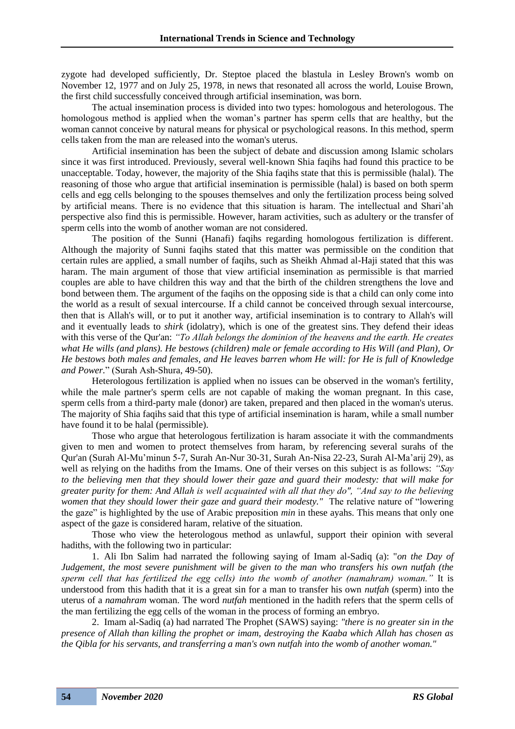zygote had developed sufficiently, Dr. Steptoe placed the blastula in Lesley Brown's womb on November 12, 1977 and on July 25, 1978, in news that resonated all across the world, Louise Brown, the first child successfully conceived through artificial insemination, was born.

The actual insemination process is divided into two types: homologous and heterologous. The homologous method is applied when the woman's partner has sperm cells that are healthy, but the woman cannot conceive by natural means for physical or psychological reasons. In this method, sperm cells taken from the man are released into the woman's uterus.

Artificial insemination has been the subject of debate and discussion among Islamic scholars since it was first introduced. Previously, several well-known Shia faqihs had found this practice to be unacceptable. Today, however, the majority of the Shia faqihs state that this is permissible (halal). The reasoning of those who argue that artificial insemination is permissible (halal) is based on both sperm cells and egg cells belonging to the spouses themselves and only the fertilization process being solved by artificial means. There is no evidence that this situation is haram. The intellectual and Shari'ah perspective also find this is permissible. However, haram activities, such as adultery or the transfer of sperm cells into the womb of another woman are not considered.

The position of the Sunni (Hanafi) faqihs regarding homologous fertilization is different. Although the majority of Sunni faqihs stated that this matter was permissible on the condition that certain rules are applied, a small number of faqihs, such as Sheikh Ahmad al-Haji stated that this was haram. The main argument of those that view artificial insemination as permissible is that married couples are able to have children this way and that the birth of the children strengthens the love and bond between them. The argument of the faqihs on the opposing side is that a child can only come into the world as a result of sexual intercourse. If a child cannot be conceived through sexual intercourse, then that is Allah's will, or to put it another way, artificial insemination is to contrary to Allah's will and it eventually leads to *shirk* (idolatry), which is one of the greatest sins. They defend their ideas with this verse of the Qur'an: *"To Allah belongs the dominion of the heavens and the earth. He creates what He wills (and plans). He bestows (children) male or female according to His Will (and Plan), Or He bestows both males and females, and He leaves barren whom He will: for He is full of Knowledge and Power*." (Surah Ash-Shura, 49-50).

Heterologous fertilization is applied when no issues can be observed in the woman's fertility, while the male partner's sperm cells are not capable of making the woman pregnant. In this case, sperm cells from a third-party male (donor) are taken, prepared and then placed in the woman's uterus. The majority of Shia faqihs said that this type of artificial insemination is haram, while a small number have found it to be halal (permissible).

Those who argue that heterologous fertilization is haram associate it with the commandments given to men and women to protect themselves from haram, by referencing several surahs of the Qur'an (Surah Al-Mu'minun 5-7, Surah An-Nur 30-31, Surah An-Nisa 22-23, Surah Al-Ma'arij 29), as well as relying on the hadiths from the Imams. One of their verses on this subject is as follows: *"Say to the believing men that they should lower their gaze and guard their modesty: that will make for greater purity for them: And Allah is well acquainted with all that they do", "And say to the believing women that they should lower their gaze and guard their modesty."* The relative nature of "lowering the gaze" is highlighted by the use of Arabic preposition *min* in these ayahs. This means that only one aspect of the gaze is considered haram, relative of the situation.

Those who view the heterologous method as unlawful, support their opinion with several hadiths, with the following two in particular:

1. Ali Ibn Salim had narrated the following saying of Imam al-Sadiq (a): "*on the Day of Judgement, the most severe punishment will be given to the man who transfers his own nutfah (the sperm cell that has fertilized the egg cells) into the womb of another (namahram) woman."* It is understood from this hadith that it is a great sin for a man to transfer his own *nutfah* (sperm) into the uterus of a *namahram* woman. The word *nutfah* mentioned in the hadith refers that the sperm cells of the man fertilizing the egg cells of the woman in the process of forming an embryo.

2. Imam al-Sadiq (a) had narrated The Prophet (SAWS) saying: *"there is no greater sin in the presence of Allah than killing the prophet or imam, destroying the Kaaba which Allah has chosen as the Qibla for his servants, and transferring a man's own nutfah into the womb of another woman."*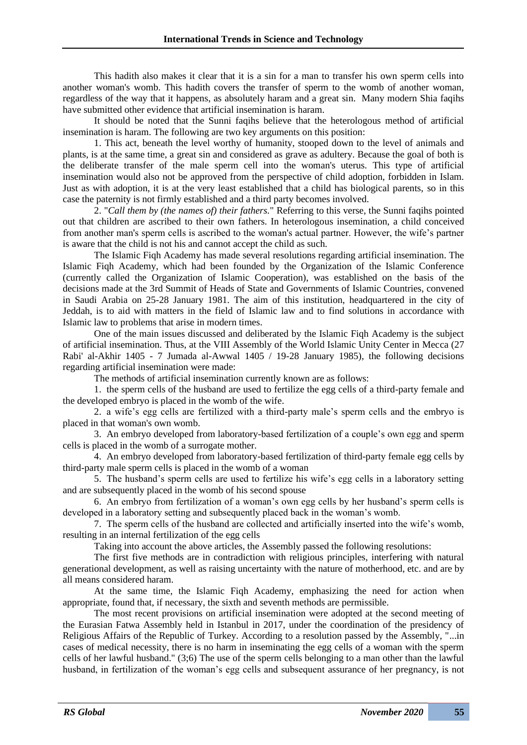This hadith also makes it clear that it is a sin for a man to transfer his own sperm cells into another woman's womb. This hadith covers the transfer of sperm to the womb of another woman, regardless of the way that it happens, as absolutely haram and a great sin. Many modern Shia faqihs have submitted other evidence that artificial insemination is haram.

It should be noted that the Sunni faqihs believe that the heterologous method of artificial insemination is haram. The following are two key arguments on this position:

1. This act, beneath the level worthy of humanity, stooped down to the level of animals and plants, is at the same time, a great sin and considered as grave as adultery. Because the goal of both is the deliberate transfer of the male sperm cell into the woman's uterus. This type of artificial insemination would also not be approved from the perspective of child adoption, forbidden in Islam. Just as with adoption, it is at the very least established that a child has biological parents, so in this case the paternity is not firmly established and a third party becomes involved.

2. "*Call them by (the names of) their fathers.*" Referring to this verse, the Sunni faqihs pointed out that children are ascribed to their own fathers. In heterologous insemination, a child conceived from another man's sperm cells is ascribed to the woman's actual partner. However, the wife's partner is aware that the child is not his and cannot accept the child as such.

The Islamic Fiqh Academy has made several resolutions regarding artificial insemination. The Islamic Fiqh Academy, which had been founded by the Organization of the Islamic Conference (currently called the Organization of Islamic Cooperation), was established on the basis of the decisions made at the 3rd Summit of Heads of State and Governments of Islamic Countries, convened in Saudi Arabia on 25-28 January 1981. The aim of this institution, headquartered in the city of Jeddah, is to aid with matters in the field of Islamic law and to find solutions in accordance with Islamic law to problems that arise in modern times.

One of the main issues discussed and deliberated by the Islamic Fiqh Academy is the subject of artificial insemination. Thus, at the VIII Assembly of the World Islamic Unity Center in Mecca (27 Rabi' al-Akhir 1405 - 7 Jumada al-Awwal 1405 / 19-28 January 1985), the following decisions regarding artificial insemination were made:

The methods of artificial insemination currently known are as follows:

1. the sperm cells of the husband are used to fertilize the egg cells of a third-party female and the developed embryo is placed in the womb of the wife.
2. a wife's egg cells are fertilized with a third-party male's sperm cells and the embryo is placed in that woman's own womb.
3. An embryo developed from laboratory-based fertilization of a couple's own egg and sperm cells is placed in the womb of a surrogate mother.
4. An embryo developed from laboratory-based fertilization of third-party female egg cells by third-party male sperm cells is placed in the womb of a woman
5. The husband's sperm cells are used to fertilize his wife's egg cells in a laboratory setting and are subsequently placed in the womb of his second spouse
6. An embryo from fertilization of a woman's own egg cells by her husband's sperm cells is developed in a laboratory setting and subsequently placed back in the woman's womb.
7. The sperm cells of the husband are collected and artificially inserted into the wife's womb, resulting in an internal fertilization of the egg cells

Taking into account the above articles, the Assembly passed the following resolutions:

The first five methods are in contradiction with religious principles, interfering with natural generational development, as well as raising uncertainty with the nature of motherhood, etc. and are by all means considered haram.

At the same time, the Islamic Fiqh Academy, emphasizing the need for action when appropriate, found that, if necessary, the sixth and seventh methods are permissible.

The most recent provisions on artificial insemination were adopted at the second meeting of the Eurasian Fatwa Assembly held in Istanbul in 2017, under the coordination of the presidency of Religious Affairs of the Republic of Turkey. According to a resolution passed by the Assembly, "...in cases of medical necessity, there is no harm in inseminating the egg cells of a woman with the sperm cells of her lawful husband." (3;6) The use of the sperm cells belonging to a man other than the lawful husband, in fertilization of the woman's egg cells and subsequent assurance of her pregnancy, is not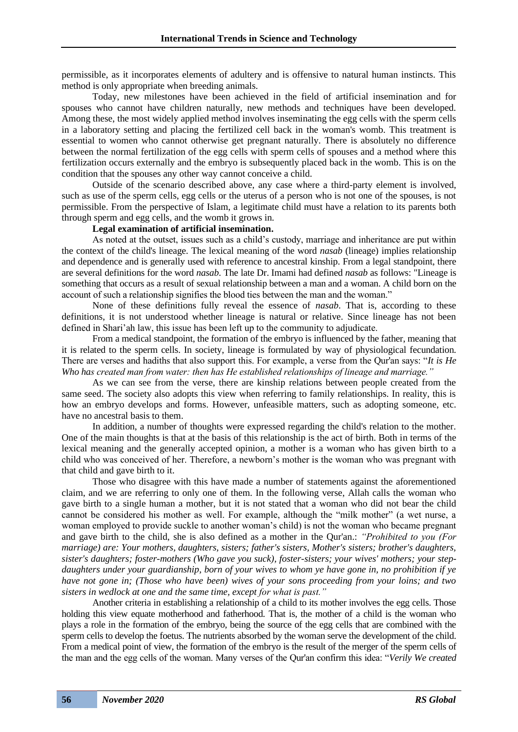permissible, as it incorporates elements of adultery and is offensive to natural human instincts. This method is only appropriate when breeding animals.

Today, new milestones have been achieved in the field of artificial insemination and for spouses who cannot have children naturally, new methods and techniques have been developed. Among these, the most widely applied method involves inseminating the egg cells with the sperm cells in a laboratory setting and placing the fertilized cell back in the woman's womb. This treatment is essential to women who cannot otherwise get pregnant naturally. There is absolutely no difference between the normal fertilization of the egg cells with sperm cells of spouses and a method where this fertilization occurs externally and the embryo is subsequently placed back in the womb. This is on the condition that the spouses any other way cannot conceive a child.

Outside of the scenario described above, any case where a third-party element is involved, such as use of the sperm cells, egg cells or the uterus of a person who is not one of the spouses, is not permissible. From the perspective of Islam, a legitimate child must have a relation to its parents both through sperm and egg cells, and the womb it grows in.

**Legal examination of artificial insemination.**

As noted at the outset, issues such as a child's custody, marriage and inheritance are put within the context of the child's lineage. The lexical meaning of the word *nasab* (lineage) implies relationship and dependence and is generally used with reference to ancestral kinship. From a legal standpoint, there are several definitions for the word *nasab*. The late Dr. Imami had defined *nasab* as follows: "Lineage is something that occurs as a result of sexual relationship between a man and a woman. A child born on the account of such a relationship signifies the blood ties between the man and the woman."

None of these definitions fully reveal the essence of *nasab*. That is, according to these definitions, it is not understood whether lineage is natural or relative. Since lineage has not been defined in Shari'ah law, this issue has been left up to the community to adjudicate.

From a medical standpoint, the formation of the embryo is influenced by the father, meaning that it is related to the sperm cells. In society, lineage is formulated by way of physiological fecundation. There are verses and hadiths that also support this. For example, a verse from the Qur'an says: "*It is He Who has created man from water: then has He established relationships of lineage and marriage.*"

As we can see from the verse, there are kinship relations between people created from the same seed. The society also adopts this view when referring to family relationships. In reality, this is how an embryo develops and forms. However, unfeasible matters, such as adopting someone, etc. have no ancestral basis to them.

In addition, a number of thoughts were expressed regarding the child's relation to the mother. One of the main thoughts is that at the basis of this relationship is the act of birth. Both in terms of the lexical meaning and the generally accepted opinion, a mother is a woman who has given birth to a child who was conceived of her. Therefore, a newborn's mother is the woman who was pregnant with that child and gave birth to it.

Those who disagree with this have made a number of statements against the aforementioned claim, and we are referring to only one of them. In the following verse, Allah calls the woman who gave birth to a single human a mother, but it is not stated that a woman who did not bear the child cannot be considered his mother as well. For example, although the "milk mother" (a wet nurse, a woman employed to provide suckle to another woman's child) is not the woman who became pregnant and gave birth to the child, she is also defined as a mother in the Qur'an.: *"Prohibited to you (For marriage) are: Your mothers, daughters, sisters; father's sisters, Mother's sisters; brother's daughters, sister's daughters; foster-mothers (Who gave you suck), foster-sisters; your wives' mothers; your step-daughters under your guardianship, born of your wives to whom ye have gone in, no prohibition if ye have not gone in; (Those who have been) wives of your sons proceeding from your loins; and two sisters in wedlock at one and the same time, except for what is past."*

Another criteria in establishing a relationship of a child to its mother involves the egg cells. Those holding this view equate motherhood and fatherhood. That is, the mother of a child is the woman who plays a role in the formation of the embryo, being the source of the egg cells that are combined with the sperm cells to develop the foetus. The nutrients absorbed by the woman serve the development of the child. From a medical point of view, the formation of the embryo is the result of the merger of the sperm cells of the man and the egg cells of the woman. Many verses of the Qur'an confirm this idea: "*Verily We created*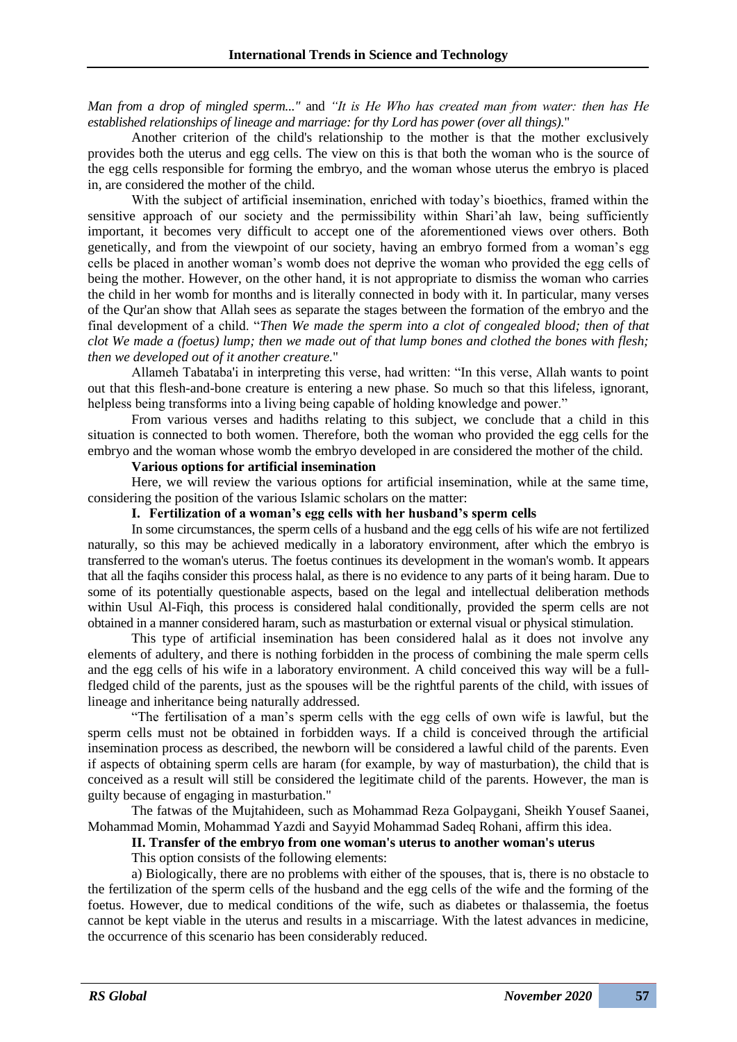*Man from a drop of mingled sperm..."* and *"It is He Who has created man from water: then has He established relationships of lineage and marriage: for thy Lord has power (over all things).*"

Another criterion of the child's relationship to the mother is that the mother exclusively provides both the uterus and egg cells. The view on this is that both the woman who is the source of the egg cells responsible for forming the embryo, and the woman whose uterus the embryo is placed in, are considered the mother of the child.

With the subject of artificial insemination, enriched with today's bioethics, framed within the sensitive approach of our society and the permissibility within Shari'ah law, being sufficiently important, it becomes very difficult to accept one of the aforementioned views over others. Both genetically, and from the viewpoint of our society, having an embryo formed from a woman's egg cells be placed in another woman's womb does not deprive the woman who provided the egg cells of being the mother. However, on the other hand, it is not appropriate to dismiss the woman who carries the child in her womb for months and is literally connected in body with it. In particular, many verses of the Qur'an show that Allah sees as separate the stages between the formation of the embryo and the final development of a child. "*Then We made the sperm into a clot of congealed blood; then of that clot We made a (foetus) lump; then we made out of that lump bones and clothed the bones with flesh; then we developed out of it another creature.*"

Allameh Tabataba'i in interpreting this verse, had written: "In this verse, Allah wants to point out that this flesh-and-bone creature is entering a new phase. So much so that this lifeless, ignorant, helpless being transforms into a living being capable of holding knowledge and power."

From various verses and hadiths relating to this subject, we conclude that a child in this situation is connected to both women. Therefore, both the woman who provided the egg cells for the embryo and the woman whose womb the embryo developed in are considered the mother of the child.

**Various options for artificial insemination**

Here, we will review the various options for artificial insemination, while at the same time, considering the position of the various Islamic scholars on the matter:

**I. Fertilization of a woman's egg cells with her husband's sperm cells**

In some circumstances, the sperm cells of a husband and the egg cells of his wife are not fertilized naturally, so this may be achieved medically in a laboratory environment, after which the embryo is transferred to the woman's uterus. The foetus continues its development in the woman's womb. It appears that all the faqihs consider this process halal, as there is no evidence to any parts of it being haram. Due to some of its potentially questionable aspects, based on the legal and intellectual deliberation methods within Usul Al-Fiqh, this process is considered halal conditionally, provided the sperm cells are not obtained in a manner considered haram, such as masturbation or external visual or physical stimulation.

This type of artificial insemination has been considered halal as it does not involve any elements of adultery, and there is nothing forbidden in the process of combining the male sperm cells and the egg cells of his wife in a laboratory environment. A child conceived this way will be a full-fledged child of the parents, just as the spouses will be the rightful parents of the child, with issues of lineage and inheritance being naturally addressed.

"The fertilisation of a man's sperm cells with the egg cells of own wife is lawful, but the sperm cells must not be obtained in forbidden ways. If a child is conceived through the artificial insemination process as described, the newborn will be considered a lawful child of the parents. Even if aspects of obtaining sperm cells are haram (for example, by way of masturbation), the child that is conceived as a result will still be considered the legitimate child of the parents. However, the man is guilty because of engaging in masturbation."

The fatwas of the Mujtahideen, such as Mohammad Reza Golpaygani, Sheikh Yousef Saanei, Mohammad Momin, Mohammad Yazdi and Sayyid Mohammad Sadeq Rohani, affirm this idea.

**II. Transfer of the embryo from one woman's uterus to another woman's uterus**

This option consists of the following elements:

a) Biologically, there are no problems with either of the spouses, that is, there is no obstacle to the fertilization of the sperm cells of the husband and the egg cells of the wife and the forming of the foetus. However, due to medical conditions of the wife, such as diabetes or thalassemia, the foetus cannot be kept viable in the uterus and results in a miscarriage. With the latest advances in medicine, the occurrence of this scenario has been considerably reduced.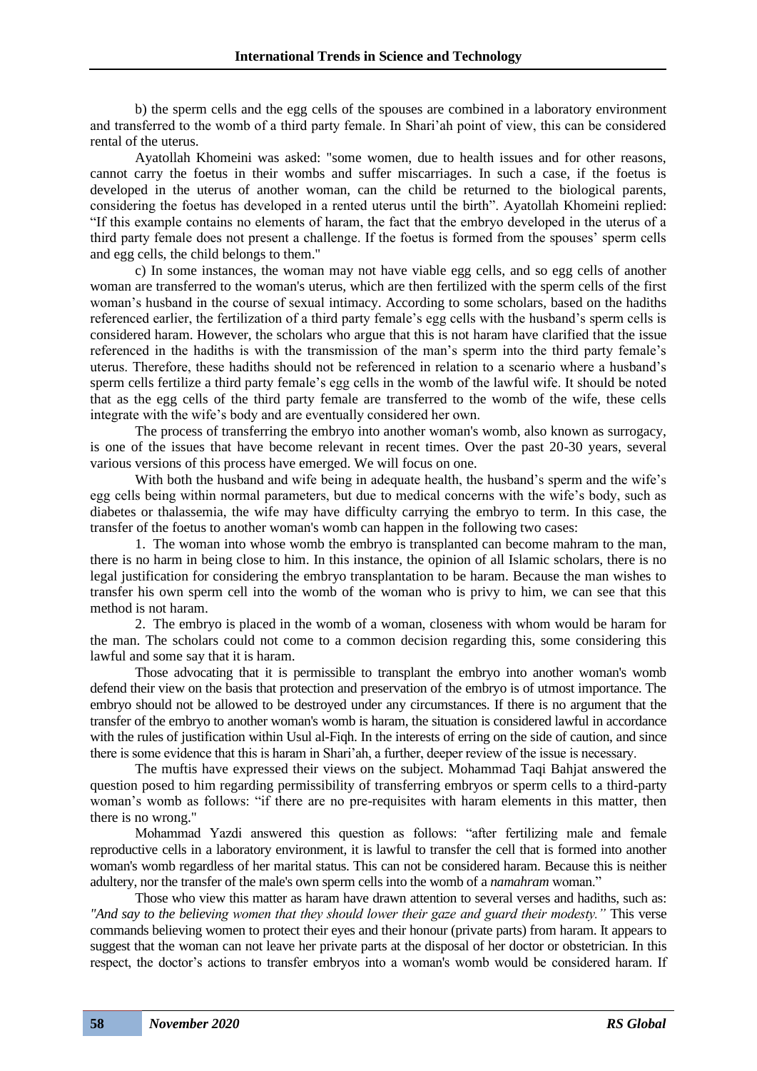b) the sperm cells and the egg cells of the spouses are combined in a laboratory environment and transferred to the womb of a third party female. In Shari'ah point of view, this can be considered rental of the uterus.

Ayatollah Khomeini was asked: "some women, due to health issues and for other reasons, cannot carry the foetus in their wombs and suffer miscarriages. In such a case, if the foetus is developed in the uterus of another woman, can the child be returned to the biological parents, considering the foetus has developed in a rented uterus until the birth". Ayatollah Khomeini replied: "If this example contains no elements of haram, the fact that the embryo developed in the uterus of a third party female does not present a challenge. If the foetus is formed from the spouses' sperm cells and egg cells, the child belongs to them."

c) In some instances, the woman may not have viable egg cells, and so egg cells of another woman are transferred to the woman's uterus, which are then fertilized with the sperm cells of the first woman's husband in the course of sexual intimacy. According to some scholars, based on the hadiths referenced earlier, the fertilization of a third party female's egg cells with the husband's sperm cells is considered haram. However, the scholars who argue that this is not haram have clarified that the issue referenced in the hadiths is with the transmission of the man's sperm into the third party female's uterus. Therefore, these hadiths should not be referenced in relation to a scenario where a husband's sperm cells fertilize a third party female's egg cells in the womb of the lawful wife. It should be noted that as the egg cells of the third party female are transferred to the womb of the wife, these cells integrate with the wife's body and are eventually considered her own.

The process of transferring the embryo into another woman's womb, also known as surrogacy, is one of the issues that have become relevant in recent times. Over the past 20-30 years, several various versions of this process have emerged. We will focus on one.

With both the husband and wife being in adequate health, the husband's sperm and the wife's egg cells being within normal parameters, but due to medical concerns with the wife's body, such as diabetes or thalassemia, the wife may have difficulty carrying the embryo to term. In this case, the transfer of the foetus to another woman's womb can happen in the following two cases:

1. The woman into whose womb the embryo is transplanted can become mahram to the man, there is no harm in being close to him. In this instance, the opinion of all Islamic scholars, there is no legal justification for considering the embryo transplantation to be haram. Because the man wishes to transfer his own sperm cell into the womb of the woman who is privy to him, we can see that this method is not haram.

2. The embryo is placed in the womb of a woman, closeness with whom would be haram for the man. The scholars could not come to a common decision regarding this, some considering this lawful and some say that it is haram.

Those advocating that it is permissible to transplant the embryo into another woman's womb defend their view on the basis that protection and preservation of the embryo is of utmost importance. The embryo should not be allowed to be destroyed under any circumstances. If there is no argument that the transfer of the embryo to another woman's womb is haram, the situation is considered lawful in accordance with the rules of justification within Usul al-Fiqh. In the interests of erring on the side of caution, and since there is some evidence that this is haram in Shari'ah, a further, deeper review of the issue is necessary.

The muftis have expressed their views on the subject. Mohammad Taqi Bahjat answered the question posed to him regarding permissibility of transferring embryos or sperm cells to a third-party woman's womb as follows: "if there are no pre-requisites with haram elements in this matter, then there is no wrong."

Mohammad Yazdi answered this question as follows: "after fertilizing male and female reproductive cells in a laboratory environment, it is lawful to transfer the cell that is formed into another woman's womb regardless of her marital status. This can not be considered haram. Because this is neither adultery, nor the transfer of the male's own sperm cells into the womb of a *namahram* woman."

Those who view this matter as haram have drawn attention to several verses and hadiths, such as: *"And say to the believing women that they should lower their gaze and guard their modesty."* This verse commands believing women to protect their eyes and their honour (private parts) from haram. It appears to suggest that the woman can not leave her private parts at the disposal of her doctor or obstetrician. In this respect, the doctor's actions to transfer embryos into a woman's womb would be considered haram. If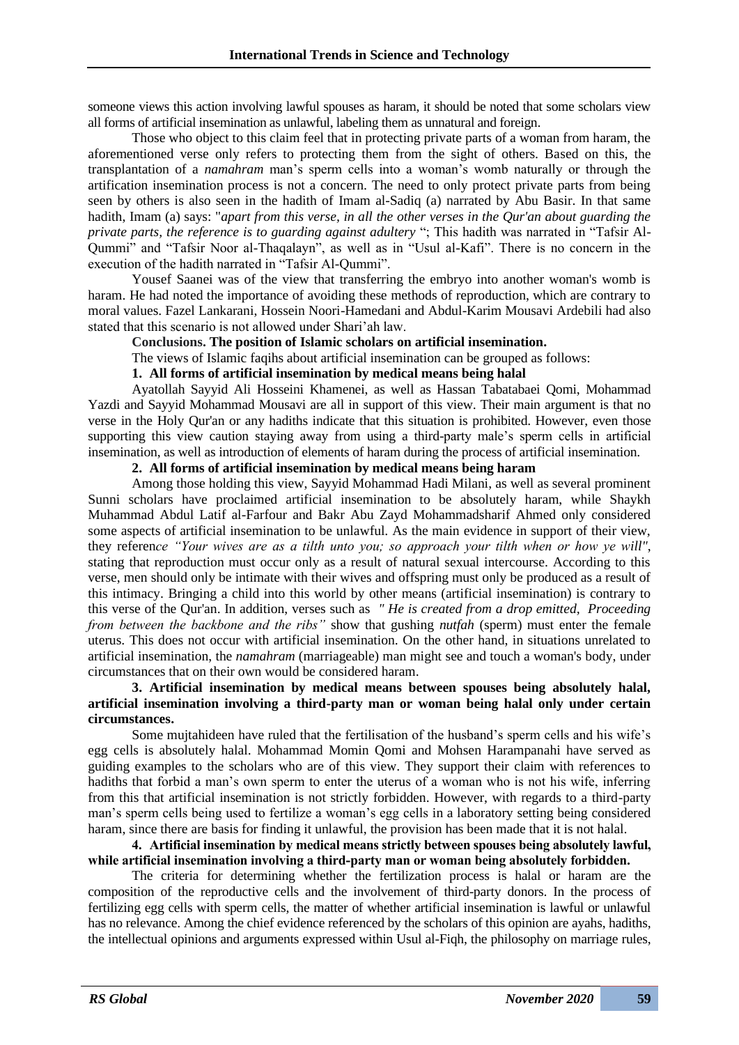someone views this action involving lawful spouses as haram, it should be noted that some scholars view all forms of artificial insemination as unlawful, labeling them as unnatural and foreign.

Those who object to this claim feel that in protecting private parts of a woman from haram, the aforementioned verse only refers to protecting them from the sight of others. Based on this, the transplantation of a *namahram* man's sperm cells into a woman's womb naturally or through the artification insemination process is not a concern. The need to only protect private parts from being seen by others is also seen in the hadith of Imam al-Sadiq (a) narrated by Abu Basir. In that same hadith, Imam (a) says: "*apart from this verse, in all the other verses in the Qur'an about guarding the private parts, the reference is to guarding against adultery* "; This hadith was narrated in "Tafsir Al-Qummi" and "Tafsir Noor al-Thaqalayn", as well as in "Usul al-Kafi". There is no concern in the execution of the hadith narrated in "Tafsir Al-Qummi".

Yousef Saanei was of the view that transferring the embryo into another woman's womb is haram. He had noted the importance of avoiding these methods of reproduction, which are contrary to moral values. Fazel Lankarani, Hossein Noori-Hamedani and Abdul-Karim Mousavi Ardebili had also stated that this scenario is not allowed under Shari'ah law.

**Conclusions. The position of Islamic scholars on artificial insemination.**

The views of Islamic faqihs about artificial insemination can be grouped as follows:

**1. All forms of artificial insemination by medical means being halal**

Ayatollah Sayyid Ali Hosseini Khamenei, as well as Hassan Tabatabaei Qomi, Mohammad Yazdi and Sayyid Mohammad Mousavi are all in support of this view. Their main argument is that no verse in the Holy Qur'an or any hadiths indicate that this situation is prohibited. However, even those supporting this view caution staying away from using a third-party male's sperm cells in artificial insemination, as well as introduction of elements of haram during the process of artificial insemination.

**2. All forms of artificial insemination by medical means being haram**

Among those holding this view, Sayyid Mohammad Hadi Milani, as well as several prominent Sunni scholars have proclaimed artificial insemination to be absolutely haram, while Shaykh Muhammad Abdul Latif al-Farfour and Bakr Abu Zayd Mohammadsharif Ahmed only considered some aspects of artificial insemination to be unlawful. As the main evidence in support of their view, they reference *"Your wives are as a tilth unto you; so approach your tilth when or how ye will"*, stating that reproduction must occur only as a result of natural sexual intercourse. According to this verse, men should only be intimate with their wives and offspring must only be produced as a result of this intimacy. Bringing a child into this world by other means (artificial insemination) is contrary to this verse of the Qur'an. In addition, verses such as *" He is created from a drop emitted, Proceeding from between the backbone and the ribs"* show that gushing *nutfah* (sperm) must enter the female uterus. This does not occur with artificial insemination. On the other hand, in situations unrelated to artificial insemination, the *namahram* (marriageable) man might see and touch a woman's body, under circumstances that on their own would be considered haram.

**3. Artificial insemination by medical means between spouses being absolutely halal, artificial insemination involving a third-party man or woman being halal only under certain circumstances.**

Some mujtahideen have ruled that the fertilisation of the husband's sperm cells and his wife's egg cells is absolutely halal. Mohammad Momin Qomi and Mohsen Harampanahi have served as guiding examples to the scholars who are of this view. They support their claim with references to hadiths that forbid a man's own sperm to enter the uterus of a woman who is not his wife, inferring from this that artificial insemination is not strictly forbidden. However, with regards to a third-party man's sperm cells being used to fertilize a woman's egg cells in a laboratory setting being considered haram, since there are basis for finding it unlawful, the provision has been made that it is not halal.

**4. Artificial insemination by medical means strictly between spouses being absolutely lawful, while artificial insemination involving a third-party man or woman being absolutely forbidden.**

The criteria for determining whether the fertilization process is halal or haram are the composition of the reproductive cells and the involvement of third-party donors. In the process of fertilizing egg cells with sperm cells, the matter of whether artificial insemination is lawful or unlawful has no relevance. Among the chief evidence referenced by the scholars of this opinion are ayahs, hadiths, the intellectual opinions and arguments expressed within Usul al-Fiqh, the philosophy on marriage rules,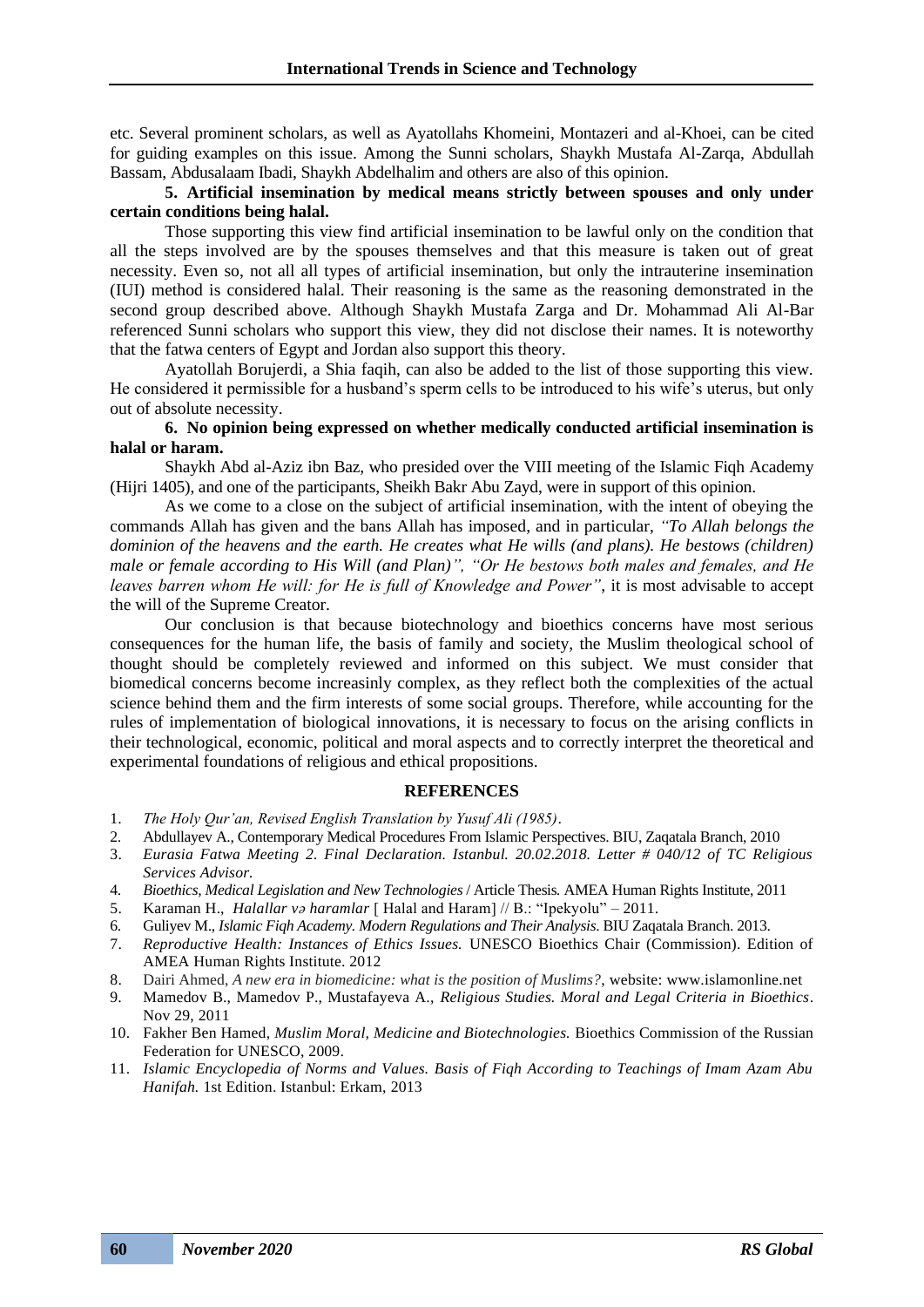etc. Several prominent scholars, as well as Ayatollahs Khomeini, Montazeri and al-Khoei, can be cited for guiding examples on this issue. Among the Sunni scholars, Shaykh Mustafa Al-Zarqa, Abdullah Bassam, Abdusalaam Ibadi, Shaykh Abdelhalim and others are also of this opinion.

**5. Artificial insemination by medical means strictly between spouses and only under certain conditions being halal.**

Those supporting this view find artificial insemination to be lawful only on the condition that all the steps involved are by the spouses themselves and that this measure is taken out of great necessity. Even so, not all all types of artificial insemination, but only the intrauterine insemination (IUI) method is considered halal. Their reasoning is the same as the reasoning demonstrated in the second group described above. Although Shaykh Mustafa Zarga and Dr. Mohammad Ali Al-Bar referenced Sunni scholars who support this view, they did not disclose their names. It is noteworthy that the fatwa centers of Egypt and Jordan also support this theory.

Ayatollah Borujerdi, a Shia faqih, can also be added to the list of those supporting this view. He considered it permissible for a husband's sperm cells to be introduced to his wife's uterus, but only out of absolute necessity.

**6. No opinion being expressed on whether medically conducted artificial insemination is halal or haram.**

Shaykh Abd al-Aziz ibn Baz, who presided over the VIII meeting of the Islamic Fiqh Academy (Hijri 1405), and one of the participants, Sheikh Bakr Abu Zayd, were in support of this opinion.

As we come to a close on the subject of artificial insemination, with the intent of obeying the commands Allah has given and the bans Allah has imposed, and in particular, *"To Allah belongs the dominion of the heavens and the earth. He creates what He wills (and plans). He bestows (children) male or female according to His Will (and Plan)", "Or He bestows both males and females, and He leaves barren whom He will: for He is full of Knowledge and Power"*, it is most advisable to accept the will of the Supreme Creator.

Our conclusion is that because biotechnology and bioethics concerns have most serious consequences for the human life, the basis of family and society, the Muslim theological school of thought should be completely reviewed and informed on this subject. We must consider that biomedical concerns become increasinly complex, as they reflect both the complexities of the actual science behind them and the firm interests of some social groups. Therefore, while accounting for the rules of implementation of biological innovations, it is necessary to focus on the arising conflicts in their technological, economic, political and moral aspects and to correctly interpret the theoretical and experimental foundations of religious and ethical propositions.

## REFERENCES

1. *The Holy Qur'an, Revised English Translation by Yusuf Ali (1985)*.
2. Abdullayev A., Contemporary Medical Procedures From Islamic Perspectives. BIU, Zaqatala Branch, 2010
3. *Eurasia Fatwa Meeting 2. Final Declaration. Istanbul. 20.02.2018. Letter # 040/12 of TC Religious Services Advisor*.
4. *Bioethics, Medical Legislation and New Technologies* / Article Thesis. AMEA Human Rights Institute, 2011
5. Karaman H., *Halallar və haramlar* [ Halal and Haram] // B.: "Ipekyolu" – 2011.
6. Guliyev M., *Islamic Fiqh Academy. Modern Regulations and Their Analysis*. BIU Zaqatala Branch. 2013.
7. *Reproductive Health: Instances of Ethics Issues.* UNESCO Bioethics Chair (Commission). Edition of AMEA Human Rights Institute. 2012
8. Dairi Ahmed, *A new era in biomedicine: what is the position of Muslims?*, website: www.islamonline.net
9. Mamedov B., Mamedov P., Mustafayeva A., *Religious Studies. Moral and Legal Criteria in Bioethics*. Nov 29, 2011
10. Fakher Ben Hamed, *Muslim Moral, Medicine and Biotechnologies.* Bioethics Commission of the Russian Federation for UNESCO, 2009.
11. *Islamic Encyclopedia of Norms and Values. Basis of Fiqh According to Teachings of Imam Azam Abu Hanifah.* 1st Edition. Istanbul: Erkam, 2013